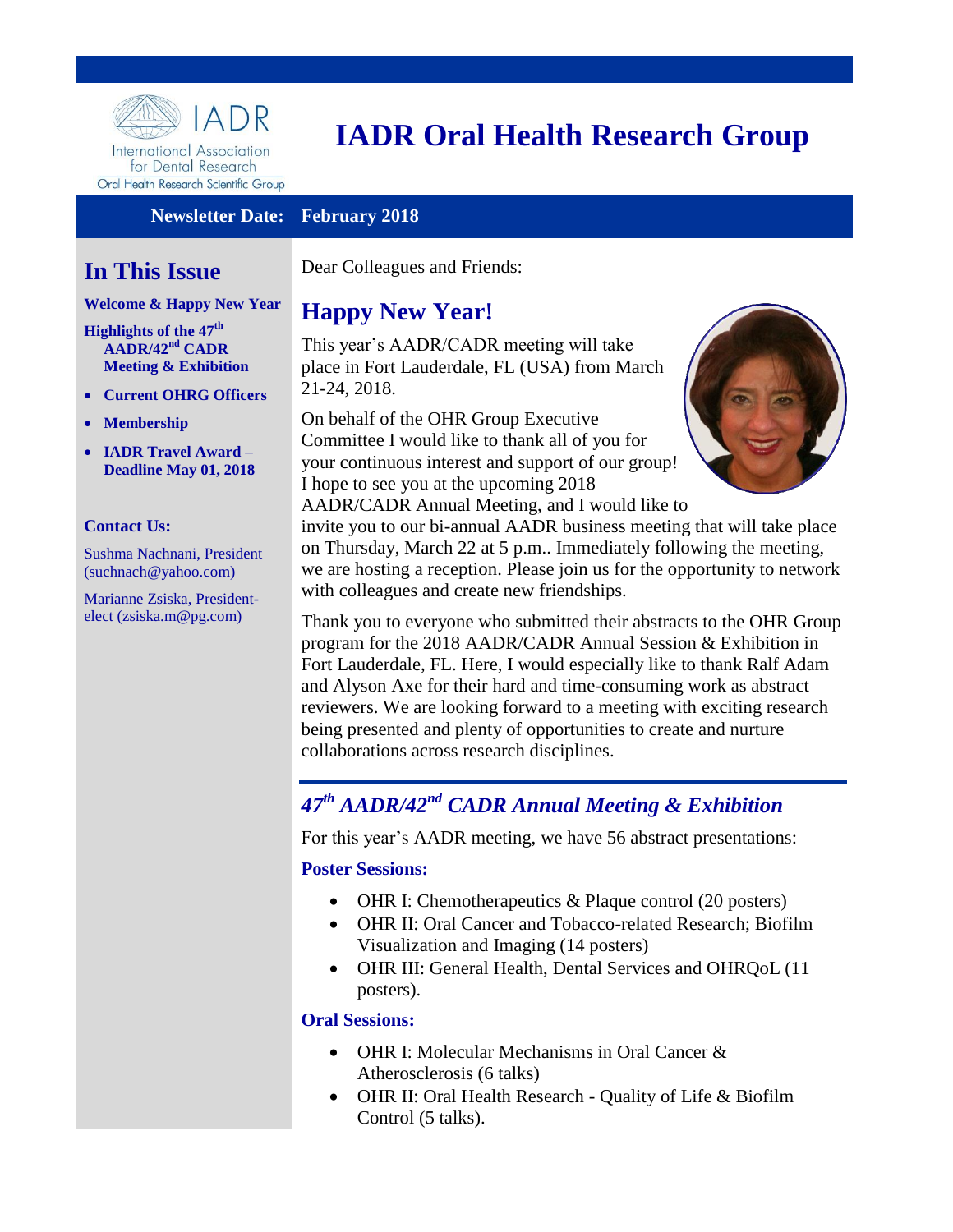# IADR Oral Health Research Group

**Newsletter Date: February 2018**

## In This Issue

**Welcome & Happy New Year**

**Highlights of the 47th AADR/42nd CADR Meeting & Exhibition**

- **Current OHRG Officers**
- **Membership**
- **IADR Travel Award – Deadline May 01, 2018**

### Contact Us:

Sushma Nachnani, President (suchnach@yahoo.com)

Marianne Zsiska, President-elect (zsiska.m@pg.com)

Dear Colleagues and Friends:

## Happy New Year!

This year's AADR/CADR meeting will take place in Fort Lauderdale, FL (USA) from March 21-24, 2018.

On behalf of the OHR Group Executive Committee I would like to thank all of you for your continuous interest and support of our group! I hope to see you at the upcoming 2018 AADR/CADR Annual Meeting, and I would like to invite you to our bi-annual AADR business meeting that will take place on Thursday, March 22 at 5 p.m.. Immediately following the meeting, we are hosting a reception. Please join us for the opportunity to network with colleagues and create new friendships.

Thank you to everyone who submitted their abstracts to the OHR Group program for the 2018 AADR/CADR Annual Session & Exhibition in Fort Lauderdale, FL. Here, I would especially like to thank Ralf Adam and Alyson Axe for their hard and time-consuming work as abstract reviewers. We are looking forward to a meeting with exciting research being presented and plenty of opportunities to create and nurture collaborations across research disciplines.

## *47th AADR/42nd CADR Annual Meeting & Exhibition*

For this year's AADR meeting, we have 56 abstract presentations:

### Poster Sessions:

- OHR I: Chemotherapeutics & Plaque control (20 posters)
- OHR II: Oral Cancer and Tobacco-related Research; Biofilm Visualization and Imaging (14 posters)
- OHR III: General Health, Dental Services and OHRQoL (11 posters).

### Oral Sessions:

- OHR I: Molecular Mechanisms in Oral Cancer & Atherosclerosis (6 talks)
- OHR II: Oral Health Research - Quality of Life & Biofilm Control (5 talks).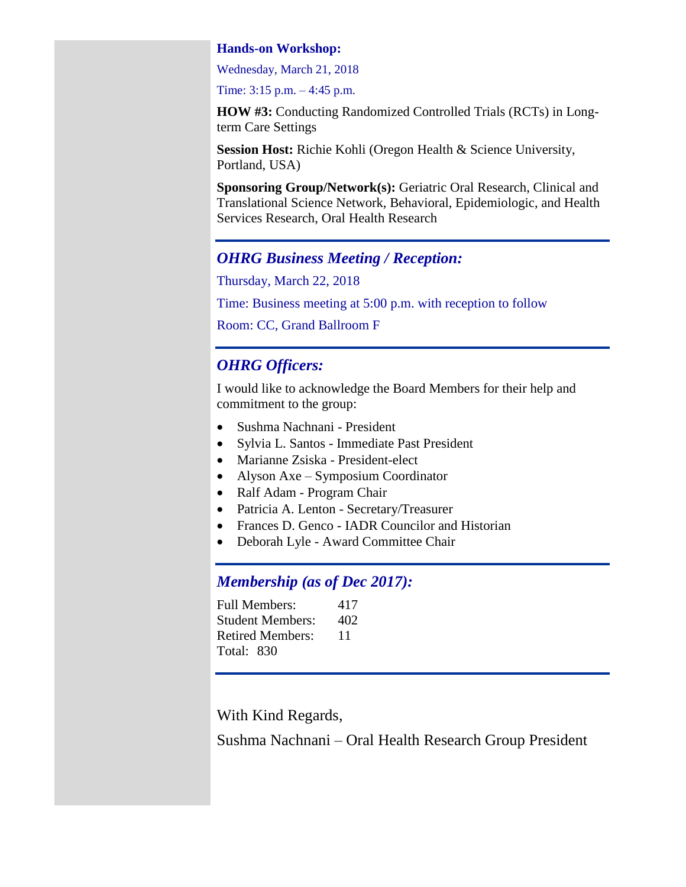**Hands-on Workshop:**

Wednesday, March 21, 2018

Time: 3:15 p.m. – 4:45 p.m.

**HOW #3:** Conducting Randomized Controlled Trials (RCTs) in Long-term Care Settings

**Session Host:** Richie Kohli (Oregon Health & Science University, Portland, USA)

**Sponsoring Group/Network(s):** Geriatric Oral Research, Clinical and Translational Science Network, Behavioral, Epidemiologic, and Health Services Research, Oral Health Research

---

## *OHRG Business Meeting / Reception:*

Thursday, March 22, 2018

Time: Business meeting at 5:00 p.m. with reception to follow

Room: CC, Grand Ballroom F

---

## *OHRG Officers:*

I would like to acknowledge the Board Members for their help and commitment to the group:

- Sushma Nachnani - President
- Sylvia L. Santos - Immediate Past President
- Marianne Zsiska - President-elect
- Alyson Axe – Symposium Coordinator
- Ralf Adam - Program Chair
- Patricia A. Lenton - Secretary/Treasurer
- Frances D. Genco - IADR Councilor and Historian
- Deborah Lyle - Award Committee Chair

---

## *Membership (as of Dec 2017):*

| | |
|---|---|
| Full Members: | 417 |
| Student Members: | 402 |
| Retired Members: | 11 |

Total: 830

---

With Kind Regards,

Sushma Nachnani – Oral Health Research Group President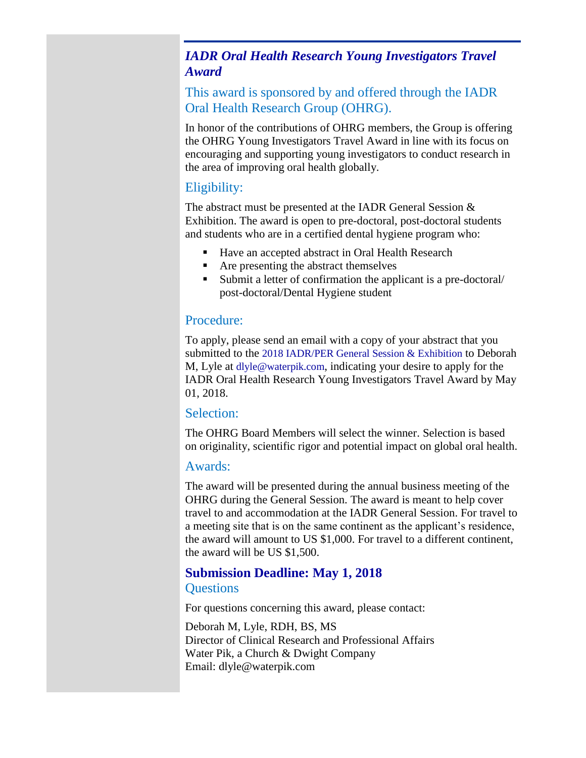## *IADR Oral Health Research Young Investigators Travel Award*

### This award is sponsored by and offered through the IADR Oral Health Research Group (OHRG).

In honor of the contributions of OHRG members, the Group is offering the OHRG Young Investigators Travel Award in line with its focus on encouraging and supporting young investigators to conduct research in the area of improving oral health globally.

### Eligibility:

The abstract must be presented at the IADR General Session & Exhibition. The award is open to pre-doctoral, post-doctoral students and students who are in a certified dental hygiene program who:

- Have an accepted abstract in Oral Health Research
- Are presenting the abstract themselves
- Submit a letter of confirmation the applicant is a pre-doctoral/ post-doctoral/Dental Hygiene student

### Procedure:

To apply, please send an email with a copy of your abstract that you submitted to the 2018 IADR/PER General Session & Exhibition to Deborah M, Lyle at dlyle@waterpik.com, indicating your desire to apply for the IADR Oral Health Research Young Investigators Travel Award by May 01, 2018.

### Selection:

The OHRG Board Members will select the winner. Selection is based on originality, scientific rigor and potential impact on global oral health.

### Awards:

The award will be presented during the annual business meeting of the OHRG during the General Session. The award is meant to help cover travel to and accommodation at the IADR General Session. For travel to a meeting site that is on the same continent as the applicant's residence, the award will amount to US $1,000. For travel to a different continent, the award will be US $1,500.

### **Submission Deadline: May 1, 2018**

### Questions

For questions concerning this award, please contact:

Deborah M, Lyle, RDH, BS, MS
Director of Clinical Research and Professional Affairs
Water Pik, a Church & Dwight Company
Email: dlyle@waterpik.com